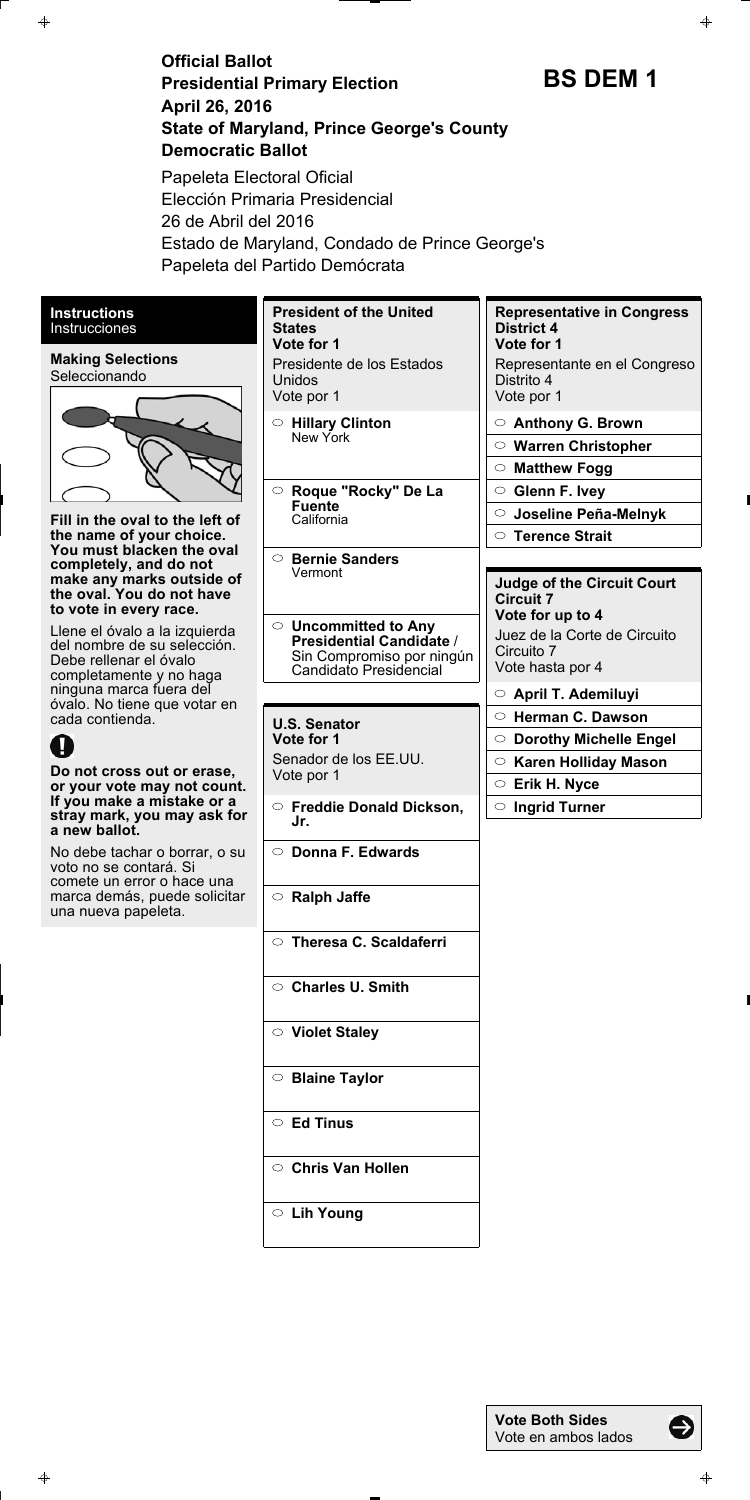# Official Ballot
## Presidential Primary Election
## April 26, 2016
## State of Maryland, Prince George's County
## Democratic Ballot

**BS DEM 1**

Papeleta Electoral Oficial
Elección Primaria Presidencial
26 de Abril del 2016
Estado de Maryland, Condado de Prince George's
Papeleta del Partido Demócrata

### Instructions
Instrucciones

**Making Selections**
Seleccionando

**Fill in the oval to the left of the name of your choice. You must blacken the oval completely, and do not make any marks outside of the oval. You do not have to vote in every race.**

Llene el óvalo a la izquierda del nombre de su selección. Debe rellenar el óvalo completamente y no haga ninguna marca fuera del óvalo. No tiene que votar en cada contienda.

**Do not cross out or erase, or your vote may not count. If you make a mistake or a stray mark, you may ask for a new ballot.**

No debe tachar o borrar, o su voto no se contará. Si comete un error o hace una marca demás, puede solicitar una nueva papeleta.

### President of the United States
**Vote for 1**

Presidente de los Estados Unidos
Vote por 1

- ○ **Hillary Clinton**
  New York
- ○ **Roque "Rocky" De La Fuente**
  California
- ○ **Bernie Sanders**
  Vermont
- ○ **Uncommitted to Any Presidential Candidate** / Sin Compromiso por ningún Candidato Presidencial

### U.S. Senator
**Vote for 1**

Senador de los EE.UU.
Vote por 1

- ○ **Freddie Donald Dickson, Jr.**
- ○ **Donna F. Edwards**
- ○ **Ralph Jaffe**
- ○ **Theresa C. Scaldaferri**
- ○ **Charles U. Smith**
- ○ **Violet Staley**
- ○ **Blaine Taylor**
- ○ **Ed Tinus**
- ○ **Chris Van Hollen**
- ○ **Lih Young**

### Representative in Congress District 4
**Vote for 1**

Representante en el Congreso Distrito 4
Vote por 1

- ○ **Anthony G. Brown**
- ○ **Warren Christopher**
- ○ **Matthew Fogg**
- ○ **Glenn F. Ivey**
- ○ **Joseline Peña-Melnyk**
- ○ **Terence Strait**

### Judge of the Circuit Court Circuit 7
**Vote for up to 4**

Juez de la Corte de Circuito Circuito 7
Vote hasta por 4

- ○ **April T. Ademiluyi**
- ○ **Herman C. Dawson**
- ○ **Dorothy Michelle Engel**
- ○ **Karen Holliday Mason**
- ○ **Erik H. Nyce**
- ○ **Ingrid Turner**

**Vote Both Sides**
Vote en ambos lados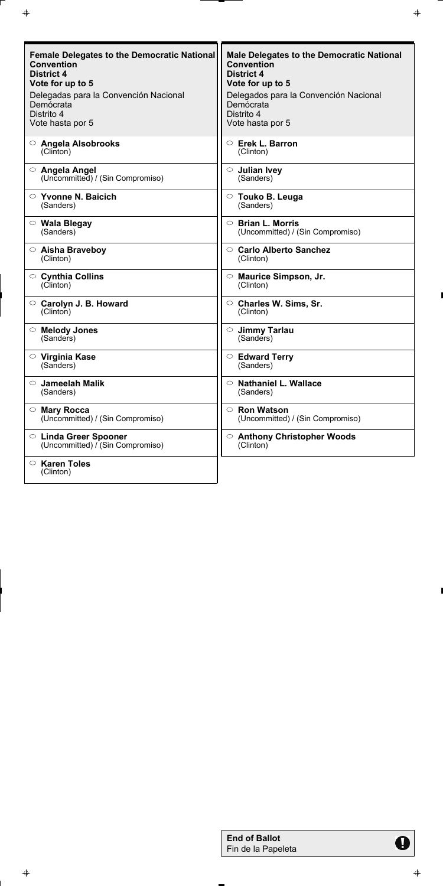## Female Delegates to the Democratic National Convention
**District 4**
**Vote for up to 5**

Delegadas para la Convención Nacional Demócrata
Distrito 4
Vote hasta por 5

- **Angela Alsobrooks** (Clinton)
- **Angela Angel** (Uncommitted) / (Sin Compromiso)
- **Yvonne N. Baicich** (Sanders)
- **Wala Blegay** (Sanders)
- **Aisha Braveboy** (Clinton)
- **Cynthia Collins** (Clinton)
- **Carolyn J. B. Howard** (Clinton)
- **Melody Jones** (Sanders)
- **Virginia Kase** (Sanders)
- **Jameelah Malik** (Sanders)
- **Mary Rocca** (Uncommitted) / (Sin Compromiso)
- **Linda Greer Spooner** (Uncommitted) / (Sin Compromiso)
- **Karen Toles** (Clinton)

## Male Delegates to the Democratic National Convention
**District 4**
**Vote for up to 5**

Delegados para la Convención Nacional Demócrata
Distrito 4
Vote hasta por 5

- **Erek L. Barron** (Clinton)
- **Julian Ivey** (Sanders)
- **Touko B. Leuga** (Sanders)
- **Brian L. Morris** (Uncommitted) / (Sin Compromiso)
- **Carlo Alberto Sanchez** (Clinton)
- **Maurice Simpson, Jr.** (Clinton)
- **Charles W. Sims, Sr.** (Clinton)
- **Jimmy Tarlau** (Sanders)
- **Edward Terry** (Sanders)
- **Nathaniel L. Wallace** (Sanders)
- **Ron Watson** (Uncommitted) / (Sin Compromiso)
- **Anthony Christopher Woods** (Clinton)

**End of Ballot**
Fin de la Papeleta